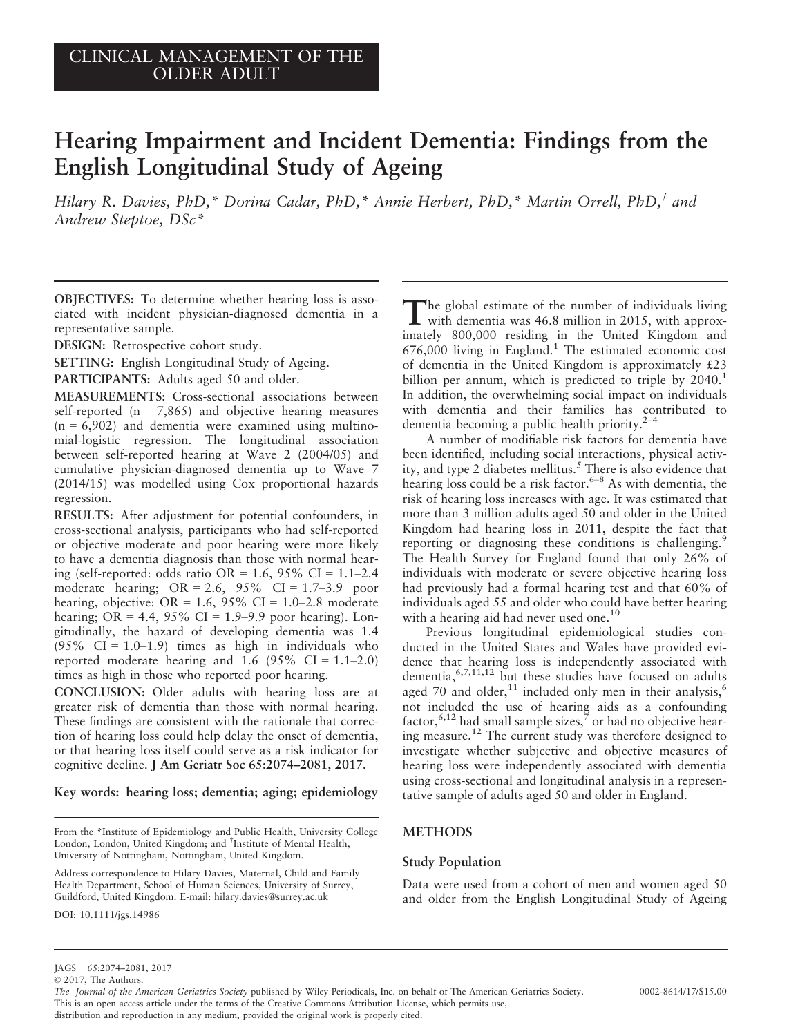CLINICAL MANAGEMENT OF THE OLDER ADULT

# Hearing Impairment and Incident Dementia: Findings from the English Longitudinal Study of Ageing

*Hilary R. Davies, PhD,\* Dorina Cadar, PhD,\* Annie Herbert, PhD,\* Martin Orrell, PhD,† and Andrew Steptoe, DSc\**

**OBJECTIVES:** To determine whether hearing loss is associated with incident physician-diagnosed dementia in a representative sample.

**DESIGN:** Retrospective cohort study.

**SETTING:** English Longitudinal Study of Ageing.

**PARTICIPANTS:** Adults aged 50 and older.

**MEASUREMENTS:** Cross-sectional associations between self-reported (n = 7,865) and objective hearing measures (n = 6,902) and dementia were examined using multinomial-logistic regression. The longitudinal association between self-reported hearing at Wave 2 (2004/05) and cumulative physician-diagnosed dementia up to Wave 7 (2014/15) was modelled using Cox proportional hazards regression.

**RESULTS:** After adjustment for potential confounders, in cross-sectional analysis, participants who had self-reported or objective moderate and poor hearing were more likely to have a dementia diagnosis than those with normal hearing (self-reported: odds ratio OR = 1.6, 95% CI = 1.1–2.4 moderate hearing; OR = 2.6, 95% CI = 1.7–3.9 poor hearing, objective: OR = 1.6, 95% CI = 1.0–2.8 moderate hearing; OR = 4.4, 95% CI = 1.9–9.9 poor hearing). Longitudinally, the hazard of developing dementia was 1.4 (95% CI = 1.0–1.9) times as high in individuals who reported moderate hearing and 1.6 (95% CI = 1.1–2.0) times as high in those who reported poor hearing.

**CONCLUSION:** Older adults with hearing loss are at greater risk of dementia than those with normal hearing. These findings are consistent with the rationale that correction of hearing loss could help delay the onset of dementia, or that hearing loss itself could serve as a risk indicator for cognitive decline. **J Am Geriatr Soc 65:2074–2081, 2017.**

**Key words: hearing loss; dementia; aging; epidemiology**

From the \*Institute of Epidemiology and Public Health, University College London, London, United Kingdom; and †Institute of Mental Health, University of Nottingham, Nottingham, United Kingdom.

Address correspondence to Hilary Davies, Maternal, Child and Family Health Department, School of Human Sciences, University of Surrey, Guildford, United Kingdom. E-mail: hilary.davies@surrey.ac.uk

DOI: 10.1111/jgs.14986

The global estimate of the number of individuals living with dementia was 46.8 million in 2015, with approximately 800,000 residing in the United Kingdom and 676,000 living in England.[1] The estimated economic cost of dementia in the United Kingdom is approximately £23 billion per annum, which is predicted to triple by 2040.[1] In addition, the overwhelming social impact on individuals with dementia and their families has contributed to dementia becoming a public health priority.[2–4]

A number of modifiable risk factors for dementia have been identified, including social interactions, physical activity, and type 2 diabetes mellitus.[5] There is also evidence that hearing loss could be a risk factor.[6–8] As with dementia, the risk of hearing loss increases with age. It was estimated that more than 3 million adults aged 50 and older in the United Kingdom had hearing loss in 2011, despite the fact that reporting or diagnosing these conditions is challenging.[9] The Health Survey for England found that only 26% of individuals with moderate or severe objective hearing loss had previously had a formal hearing test and that 60% of individuals aged 55 and older who could have better hearing with a hearing aid had never used one.[10]

Previous longitudinal epidemiological studies conducted in the United States and Wales have provided evidence that hearing loss is independently associated with dementia,[6,7,11,12] but these studies have focused on adults aged 70 and older,[11] included only men in their analysis,[6] not included the use of hearing aids as a confounding factor,[6,12] had small sample sizes,[7] or had no objective hearing measure.[12] The current study was therefore designed to investigate whether subjective and objective measures of hearing loss were independently associated with dementia using cross-sectional and longitudinal analysis in a representative sample of adults aged 50 and older in England.

## METHODS

### Study Population

Data were used from a cohort of men and women aged 50 and older from the English Longitudinal Study of Ageing

© 2017, The Authors.
*The Journal of the American Geriatrics Society* published by Wiley Periodicals, Inc. on behalf of The American Geriatrics Society. 0002-8614/17/$15.00
This is an open access article under the terms of the Creative Commons Attribution License, which permits use, distribution and reproduction in any medium, provided the original work is properly cited.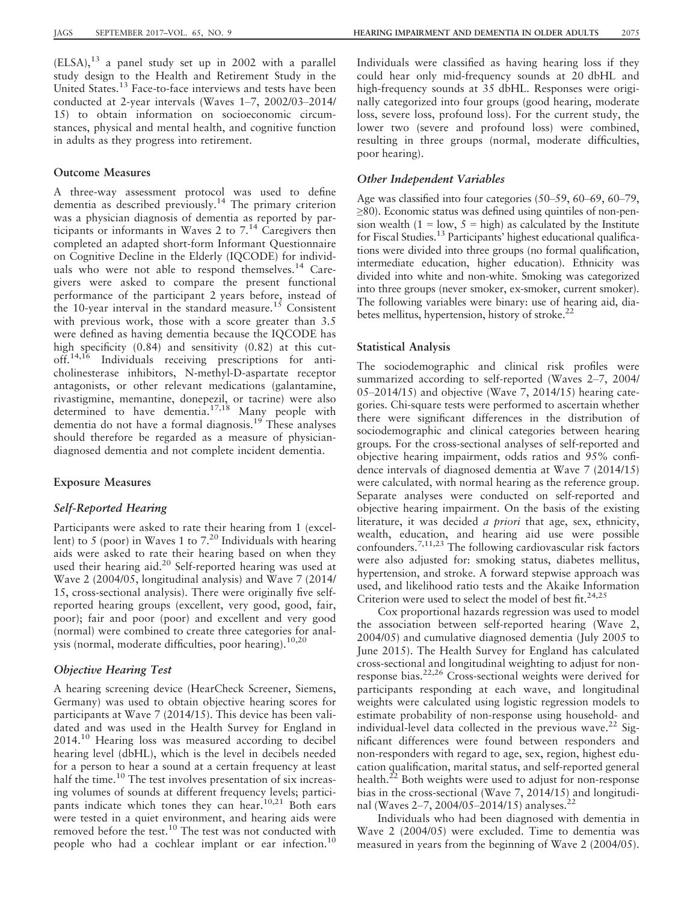(ELSA),[13] a panel study set up in 2002 with a parallel study design to the Health and Retirement Study in the United States.[13] Face-to-face interviews and tests have been conducted at 2-year intervals (Waves 1–7, 2002/03–2014/15) to obtain information on socioeconomic circumstances, physical and mental health, and cognitive function in adults as they progress into retirement.

### Outcome Measures

A three-way assessment protocol was used to define dementia as described previously.[14] The primary criterion was a physician diagnosis of dementia as reported by participants or informants in Waves 2 to 7.[14] Caregivers then completed an adapted short-form Informant Questionnaire on Cognitive Decline in the Elderly (IQCODE) for individuals who were not able to respond themselves.[14] Caregivers were asked to compare the present functional performance of the participant 2 years before, instead of the 10-year interval in the standard measure.[15] Consistent with previous work, those with a score greater than 3.5 were defined as having dementia because the IQCODE has high specificity (0.84) and sensitivity (0.82) at this cutoff.[14,16] Individuals receiving prescriptions for anticholinesterase inhibitors, N-methyl-D-aspartate receptor antagonists, or other relevant medications (galantamine, rivastigmine, memantine, donepezil, or tacrine) were also determined to have dementia.[17,18] Many people with dementia do not have a formal diagnosis.[19] These analyses should therefore be regarded as a measure of physician-diagnosed dementia and not complete incident dementia.

### Exposure Measures

#### *Self-Reported Hearing*

Participants were asked to rate their hearing from 1 (excellent) to 5 (poor) in Waves 1 to 7.[20] Individuals with hearing aids were asked to rate their hearing based on when they used their hearing aid.[20] Self-reported hearing was used at Wave 2 (2004/05, longitudinal analysis) and Wave 7 (2014/15, cross-sectional analysis). There were originally five self-reported hearing groups (excellent, very good, good, fair, poor); fair and poor (poor) and excellent and very good (normal) were combined to create three categories for analysis (normal, moderate difficulties, poor hearing).[10,20]

#### *Objective Hearing Test*

A hearing screening device (HearCheck Screener, Siemens, Germany) was used to obtain objective hearing scores for participants at Wave 7 (2014/15). This device has been validated and was used in the Health Survey for England in 2014.[10] Hearing loss was measured according to decibel hearing level (dbHL), which is the level in decibels needed for a person to hear a sound at a certain frequency at least half the time.[10] The test involves presentation of six increasing volumes of sounds at different frequency levels; participants indicate which tones they can hear.[10,21] Both ears were tested in a quiet environment, and hearing aids were removed before the test.[10] The test was not conducted with people who had a cochlear implant or ear infection.[10] Individuals were classified as having hearing loss if they could hear only mid-frequency sounds at 20 dbHL and high-frequency sounds at 35 dbHL. Responses were originally categorized into four groups (good hearing, moderate loss, severe loss, profound loss). For the current study, the lower two (severe and profound loss) were combined, resulting in three groups (normal, moderate difficulties, poor hearing).

#### *Other Independent Variables*

Age was classified into four categories (50–59, 60–69, 60–79, ≥80). Economic status was defined using quintiles of non-pension wealth (1 = low, 5 = high) as calculated by the Institute for Fiscal Studies.[13] Participants' highest educational qualifications were divided into three groups (no formal qualification, intermediate education, higher education). Ethnicity was divided into white and non-white. Smoking was categorized into three groups (never smoker, ex-smoker, current smoker). The following variables were binary: use of hearing aid, diabetes mellitus, hypertension, history of stroke.[22]

### Statistical Analysis

The sociodemographic and clinical risk profiles were summarized according to self-reported (Waves 2–7, 2004/05–2014/15) and objective (Wave 7, 2014/15) hearing categories. Chi-square tests were performed to ascertain whether there were significant differences in the distribution of sociodemographic and clinical categories between hearing groups. For the cross-sectional analyses of self-reported and objective hearing impairment, odds ratios and 95% confidence intervals of diagnosed dementia at Wave 7 (2014/15) were calculated, with normal hearing as the reference group. Separate analyses were conducted on self-reported and objective hearing impairment. On the basis of the existing literature, it was decided *a priori* that age, sex, ethnicity, wealth, education, and hearing aid use were possible confounders.[7,11,23] The following cardiovascular risk factors were also adjusted for: smoking status, diabetes mellitus, hypertension, and stroke. A forward stepwise approach was used, and likelihood ratio tests and the Akaike Information Criterion were used to select the model of best fit.[24,25]

Cox proportional hazards regression was used to model the association between self-reported hearing (Wave 2, 2004/05) and cumulative diagnosed dementia (July 2005 to June 2015). The Health Survey for England has calculated cross-sectional and longitudinal weighting to adjust for non-response bias.[22,26] Cross-sectional weights were derived for participants responding at each wave, and longitudinal weights were calculated using logistic regression models to estimate probability of non-response using household- and individual-level data collected in the previous wave.[22] Significant differences were found between responders and non-responders with regard to age, sex, region, highest education qualification, marital status, and self-reported general health.[22] Both weights were used to adjust for non-response bias in the cross-sectional (Wave 7, 2014/15) and longitudinal (Waves 2–7, 2004/05–2014/15) analyses.[22]

Individuals who had been diagnosed with dementia in Wave 2 (2004/05) were excluded. Time to dementia was measured in years from the beginning of Wave 2 (2004/05).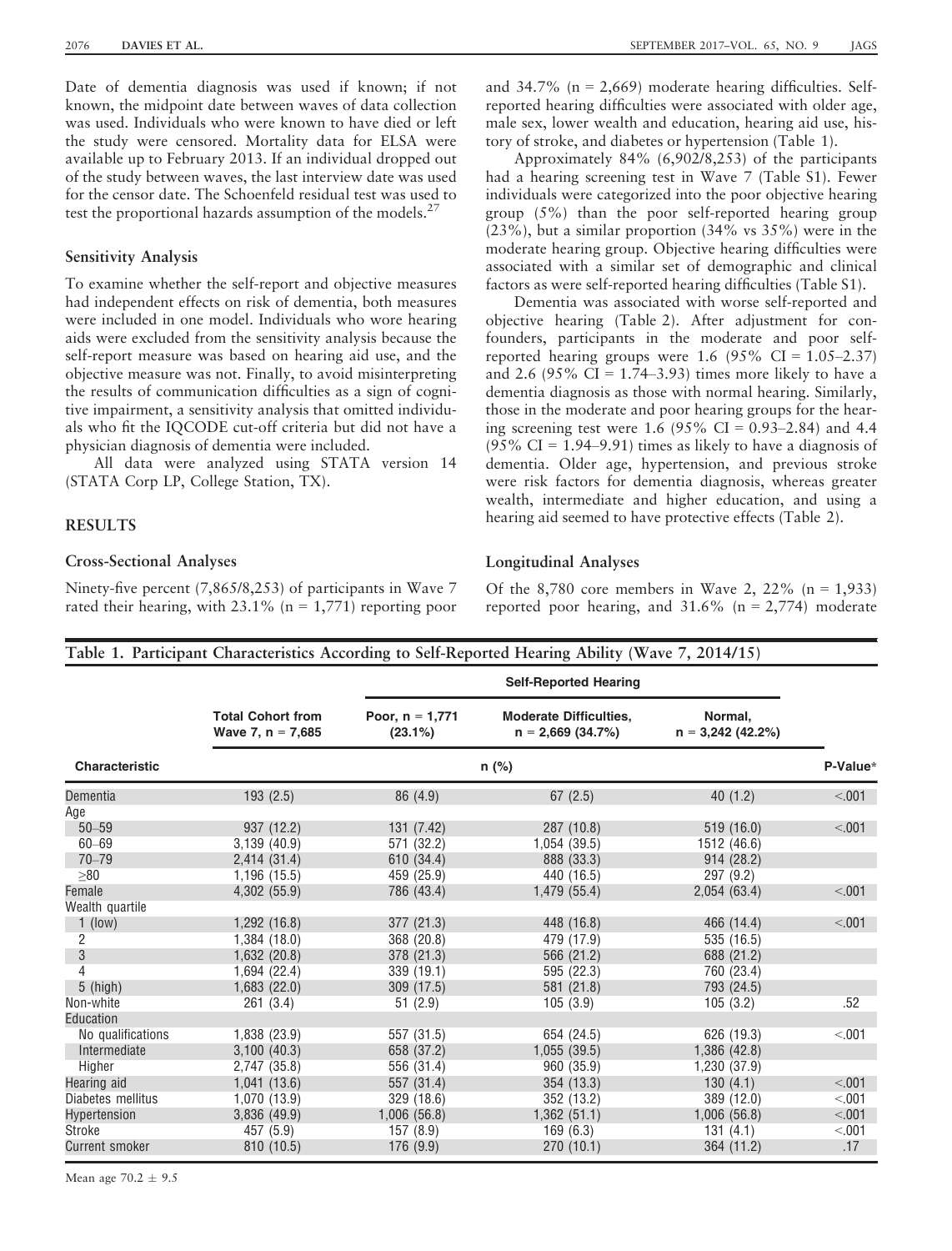Date of dementia diagnosis was used if known; if not known, the midpoint date between waves of data collection was used. Individuals who were known to have died or left the study were censored. Mortality data for ELSA were available up to February 2013. If an individual dropped out of the study between waves, the last interview date was used for the censor date. The Schoenfeld residual test was used to test the proportional hazards assumption of the models.[27]

### Sensitivity Analysis

To examine whether the self-report and objective measures had independent effects on risk of dementia, both measures were included in one model. Individuals who wore hearing aids were excluded from the sensitivity analysis because the self-report measure was based on hearing aid use, and the objective measure was not. Finally, to avoid misinterpreting the results of communication difficulties as a sign of cognitive impairment, a sensitivity analysis that omitted individuals who fit the IQCODE cut-off criteria but did not have a physician diagnosis of dementia were included.

All data were analyzed using STATA version 14 (STATA Corp LP, College Station, TX).

## RESULTS

### Cross-Sectional Analyses

Ninety-five percent (7,865/8,253) of participants in Wave 7 rated their hearing, with 23.1% (n = 1,771) reporting poor and 34.7% (n = 2,669) moderate hearing difficulties. Self-reported hearing difficulties were associated with older age, male sex, lower wealth and education, hearing aid use, history of stroke, and diabetes or hypertension (Table 1).

Approximately 84% (6,902/8,253) of the participants had a hearing screening test in Wave 7 (Table S1). Fewer individuals were categorized into the poor objective hearing group (5%) than the poor self-reported hearing group (23%), but a similar proportion (34% vs 35%) were in the moderate hearing group. Objective hearing difficulties were associated with a similar set of demographic and clinical factors as were self-reported hearing difficulties (Table S1).

Dementia was associated with worse self-reported and objective hearing (Table 2). After adjustment for confounders, participants in the moderate and poor self-reported hearing groups were 1.6 (95% CI = 1.05–2.37) and 2.6 (95% CI = 1.74–3.93) times more likely to have a dementia diagnosis as those with normal hearing. Similarly, those in the moderate and poor hearing groups for the hearing screening test were 1.6 (95% CI = 0.93–2.84) and 4.4 (95% CI = 1.94–9.91) times as likely to have a diagnosis of dementia. Older age, hypertension, and previous stroke were risk factors for dementia diagnosis, whereas greater wealth, intermediate and higher education, and using a hearing aid seemed to have protective effects (Table 2).

### Longitudinal Analyses

Of the 8,780 core members in Wave 2, 22% (n = 1,933) reported poor hearing, and 31.6% (n = 2,774) moderate

**Table 1. Participant Characteristics According to Self-Reported Hearing Ability (Wave 7, 2014/15)**

| | | Self-Reported Hearing | | | |
|---|---|---|---|---|---|
| | Total Cohort from Wave 7, n = 7,685 | Poor, n = 1,771 (23.1%) | Moderate Difficulties, n = 2,669 (34.7%) | Normal, n = 3,242 (42.2%) | |
| **Characteristic** | n (%) | | | | P-Value* |
| Dementia | 193 (2.5) | 86 (4.9) | 67 (2.5) | 40 (1.2) | <.001 |
| Age | | | | | |
| 50–59 | 937 (12.2) | 131 (7.42) | 287 (10.8) | 519 (16.0) | <.001 |
| 60–69 | 3,139 (40.9) | 571 (32.2) | 1,054 (39.5) | 1512 (46.6) | |
| 70–79 | 2,414 (31.4) | 610 (34.4) | 888 (33.3) | 914 (28.2) | |
| ≥80 | 1,196 (15.5) | 459 (25.9) | 440 (16.5) | 297 (9.2) | |
| Female | 4,302 (55.9) | 786 (43.4) | 1,479 (55.4) | 2,054 (63.4) | <.001 |
| Wealth quartile | | | | | |
| 1 (low) | 1,292 (16.8) | 377 (21.3) | 448 (16.8) | 466 (14.4) | <.001 |
| 2 | 1,384 (18.0) | 368 (20.8) | 479 (17.9) | 535 (16.5) | |
| 3 | 1,632 (20.8) | 378 (21.3) | 566 (21.2) | 688 (21.2) | |
| 4 | 1,694 (22.4) | 339 (19.1) | 595 (22.3) | 760 (23.4) | |
| 5 (high) | 1,683 (22.0) | 309 (17.5) | 581 (21.8) | 793 (24.5) | |
| Non-white | 261 (3.4) | 51 (2.9) | 105 (3.9) | 105 (3.2) | .52 |
| Education | | | | | |
| No qualifications | 1,838 (23.9) | 557 (31.5) | 654 (24.5) | 626 (19.3) | <.001 |
| Intermediate | 3,100 (40.3) | 658 (37.2) | 1,055 (39.5) | 1,386 (42.8) | |
| Higher | 2,747 (35.8) | 556 (31.4) | 960 (35.9) | 1,230 (37.9) | |
| Hearing aid | 1,041 (13.6) | 557 (31.4) | 354 (13.3) | 130 (4.1) | <.001 |
| Diabetes mellitus | 1,070 (13.9) | 329 (18.6) | 352 (13.2) | 389 (12.0) | <.001 |
| Hypertension | 3,836 (49.9) | 1,006 (56.8) | 1,362 (51.1) | 1,006 (56.8) | <.001 |
| Stroke | 457 (5.9) | 157 (8.9) | 169 (6.3) | 131 (4.1) | <.001 |
| Current smoker | 810 (10.5) | 176 (9.9) | 270 (10.1) | 364 (11.2) | .17 |

Mean age 70.2 ± 9.5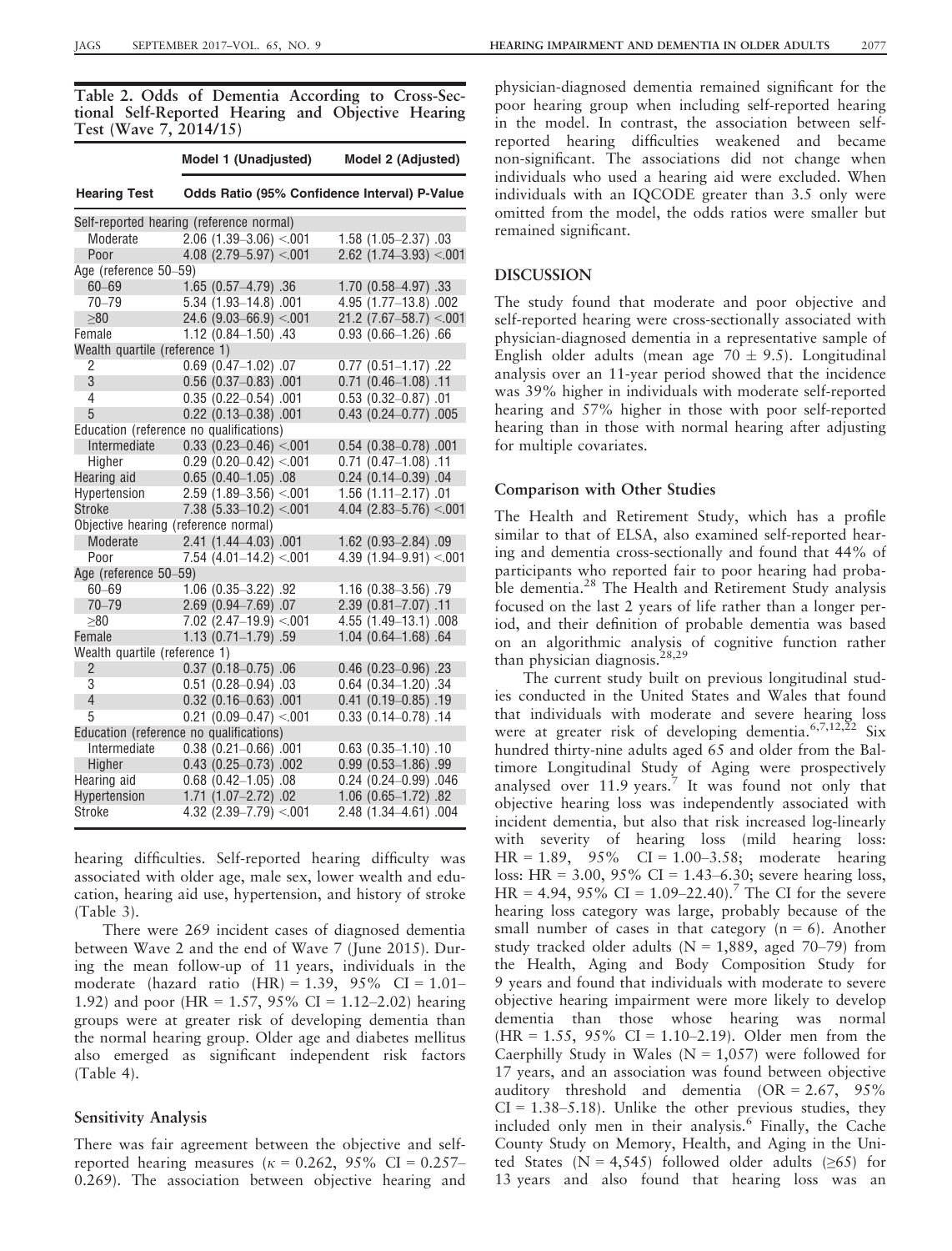**Table 2. Odds of Dementia According to Cross-Sectional Self-Reported Hearing and Objective Hearing Test (Wave 7, 2014/15)**

| | Model 1 (Unadjusted) | Model 2 (Adjusted) |
|---|---|---|
| **Hearing Test** | **Odds Ratio (95% Confidence Interval) P-Value** | |
| Self-reported hearing (reference normal) | | |
| Moderate | 2.06 (1.39–3.06) <.001 | 1.58 (1.05–2.37) .03 |
| Poor | 4.08 (2.79–5.97) <.001 | 2.62 (1.74–3.93) <.001 |
| Age (reference 50–59) | | |
| 60–69 | 1.65 (0.57–4.79) .36 | 1.70 (0.58–4.97) .33 |
| 70–79 | 5.34 (1.93–14.8) .001 | 4.95 (1.77–13.8) .002 |
| ≥80 | 24.6 (9.03–66.9) <.001 | 21.2 (7.67–58.7) <.001 |
| Female | 1.12 (0.84–1.50) .43 | 0.93 (0.66–1.26) .66 |
| Wealth quartile (reference 1) | | |
| 2 | 0.69 (0.47–1.02) .07 | 0.77 (0.51–1.17) .22 |
| 3 | 0.56 (0.37–0.83) .001 | 0.71 (0.46–1.08) .11 |
| 4 | 0.35 (0.22–0.54) .001 | 0.53 (0.32–0.87) .01 |
| 5 | 0.22 (0.13–0.38) .001 | 0.43 (0.24–0.77) .005 |
| Education (reference no qualifications) | | |
| Intermediate | 0.33 (0.23–0.46) <.001 | 0.54 (0.38–0.78) .001 |
| Higher | 0.29 (0.20–0.42) <.001 | 0.71 (0.47–1.08) .11 |
| Hearing aid | 0.65 (0.40–1.05) .08 | 0.24 (0.14–0.39) .04 |
| Hypertension | 2.59 (1.89–3.56) <.001 | 1.56 (1.11–2.17) .01 |
| Stroke | 7.38 (5.33–10.2) <.001 | 4.04 (2.83–5.76) <.001 |
| Objective hearing (reference normal) | | |
| Moderate | 2.41 (1.44–4.03) .001 | 1.62 (0.93–2.84) .09 |
| Poor | 7.54 (4.01–14.2) <.001 | 4.39 (1.94–9.91) <.001 |
| Age (reference 50–59) | | |
| 60–69 | 1.06 (0.35–3.22) .92 | 1.16 (0.38–3.56) .79 |
| 70–79 | 2.69 (0.94–7.69) .07 | 2.39 (0.81–7.07) .11 |
| ≥80 | 7.02 (2.47–19.9) <.001 | 4.55 (1.49–13.1) .008 |
| Female | 1.13 (0.71–1.79) .59 | 1.04 (0.64–1.68) .64 |
| Wealth quartile (reference 1) | | |
| 2 | 0.37 (0.18–0.75) .06 | 0.46 (0.23–0.96) .23 |
| 3 | 0.51 (0.28–0.94) .03 | 0.64 (0.34–1.20) .34 |
| 4 | 0.32 (0.16–0.63) .001 | 0.41 (0.19–0.85) .19 |
| 5 | 0.21 (0.09–0.47) <.001 | 0.33 (0.14–0.78) .14 |
| Education (reference no qualifications) | | |
| Intermediate | 0.38 (0.21–0.66) .001 | 0.63 (0.35–1.10) .10 |
| Higher | 0.43 (0.25–0.73) .002 | 0.99 (0.53–1.86) .99 |
| Hearing aid | 0.68 (0.42–1.05) .08 | 0.24 (0.24–0.99) .046 |
| Hypertension | 1.71 (1.07–2.72) .02 | 1.06 (0.65–1.72) .82 |
| Stroke | 4.32 (2.39–7.79) <.001 | 2.48 (1.34–4.61) .004 |

hearing difficulties. Self-reported hearing difficulty was associated with older age, male sex, lower wealth and education, hearing aid use, hypertension, and history of stroke (Table 3).

There were 269 incident cases of diagnosed dementia between Wave 2 and the end of Wave 7 (June 2015). During the mean follow-up of 11 years, individuals in the moderate (hazard ratio (HR) = 1.39, 95% CI = 1.01–1.92) and poor (HR = 1.57, 95% CI = 1.12–2.02) hearing groups were at greater risk of developing dementia than the normal hearing group. Older age and diabetes mellitus also emerged as significant independent risk factors (Table 4).

### Sensitivity Analysis

There was fair agreement between the objective and self-reported hearing measures ($\kappa = 0.262$, 95% CI = 0.257–0.269). The association between objective hearing and physician-diagnosed dementia remained significant for the poor hearing group when including self-reported hearing in the model. In contrast, the association between self-reported hearing difficulties weakened and became non-significant. The associations did not change when individuals who used a hearing aid were excluded. When individuals with an IQCODE greater than 3.5 only were omitted from the model, the odds ratios were smaller but remained significant.

## DISCUSSION

The study found that moderate and poor objective and self-reported hearing were cross-sectionally associated with physician-diagnosed dementia in a representative sample of English older adults (mean age $70 \pm 9.5$). Longitudinal analysis over an 11-year period showed that the incidence was 39% higher in individuals with moderate self-reported hearing and 57% higher in those with poor self-reported hearing than in those with normal hearing after adjusting for multiple covariates.

### Comparison with Other Studies

The Health and Retirement Study, which has a profile similar to that of ELSA, also examined self-reported hearing and dementia cross-sectionally and found that 44% of participants who reported fair to poor hearing had probable dementia.[28] The Health and Retirement Study analysis focused on the last 2 years of life rather than a longer period, and their definition of probable dementia was based on an algorithmic analysis of cognitive function rather than physician diagnosis.[28,29]

The current study built on previous longitudinal studies conducted in the United States and Wales that found that individuals with moderate and severe hearing loss were at greater risk of developing dementia.[6,7,12,22] Six hundred thirty-nine adults aged 65 and older from the Baltimore Longitudinal Study of Aging were prospectively analysed over 11.9 years.[7] It was found not only that objective hearing loss was independently associated with incident dementia, but also that risk increased log-linearly with severity of hearing loss (mild hearing loss: HR = 1.89, 95% CI = 1.00–3.58; moderate hearing loss: HR = 3.00, 95% CI = 1.43–6.30; severe hearing loss, HR = 4.94, 95% CI = 1.09–22.40).[7] The CI for the severe hearing loss category was large, probably because of the small number of cases in that category (n = 6). Another study tracked older adults (N = 1,889, aged 70–79) from the Health, Aging and Body Composition Study for 9 years and found that individuals with moderate to severe objective hearing impairment were more likely to develop dementia than those whose hearing was normal (HR = 1.55, 95% CI = 1.10–2.19). Older men from the Caerphilly Study in Wales (N = 1,057) were followed for 17 years, and an association was found between objective auditory threshold and dementia (OR = 2.67, 95% CI = 1.38–5.18). Unlike the other previous studies, they included only men in their analysis.[6] Finally, the Cache County Study on Memory, Health, and Aging in the United States (N = 4,545) followed older adults (≥65) for 13 years and also found that hearing loss was an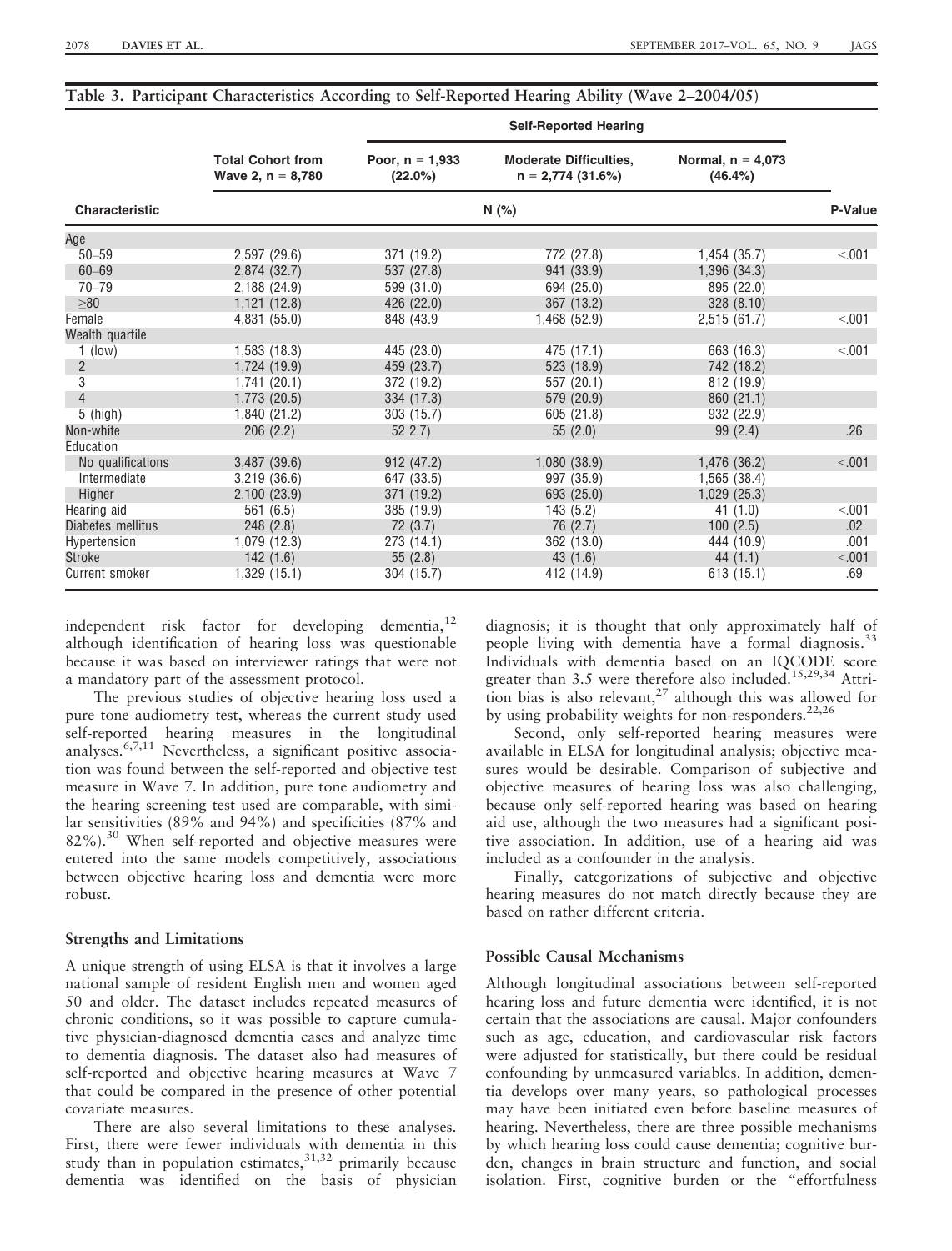**Table 3. Participant Characteristics According to Self-Reported Hearing Ability (Wave 2–2004/05)**

| Characteristic | Total Cohort from Wave 2, n = 8,780 | Self-Reported Hearing: Poor, n = 1,933 (22.0%) | Moderate Difficulties, n = 2,774 (31.6%) | Normal, n = 4,073 (46.4%) | P-Value |
|---|---|---|---|---|---|
| | N (%) | | | | |
| Age | | | | | |
| 50–59 | 2,597 (29.6) | 371 (19.2) | 772 (27.8) | 1,454 (35.7) | <.001 |
| 60–69 | 2,874 (32.7) | 537 (27.8) | 941 (33.9) | 1,396 (34.3) | |
| 70–79 | 2,188 (24.9) | 599 (31.0) | 694 (25.0) | 895 (22.0) | |
| ≥80 | 1,121 (12.8) | 426 (22.0) | 367 (13.2) | 328 (8.10) | |
| Female | 4,831 (55.0) | 848 (43.9 | 1,468 (52.9) | 2,515 (61.7) | <.001 |
| Wealth quartile | | | | | |
| 1 (low) | 1,583 (18.3) | 445 (23.0) | 475 (17.1) | 663 (16.3) | <.001 |
| 2 | 1,724 (19.9) | 459 (23.7) | 523 (18.9) | 742 (18.2) | |
| 3 | 1,741 (20.1) | 372 (19.2) | 557 (20.1) | 812 (19.9) | |
| 4 | 1,773 (20.5) | 334 (17.3) | 579 (20.9) | 860 (21.1) | |
| 5 (high) | 1,840 (21.2) | 303 (15.7) | 605 (21.8) | 932 (22.9) | |
| Non-white | 206 (2.2) | 52 2.7) | 55 (2.0) | 99 (2.4) | .26 |
| Education | | | | | |
| No qualifications | 3,487 (39.6) | 912 (47.2) | 1,080 (38.9) | 1,476 (36.2) | <.001 |
| Intermediate | 3,219 (36.6) | 647 (33.5) | 997 (35.9) | 1,565 (38.4) | |
| Higher | 2,100 (23.9) | 371 (19.2) | 693 (25.0) | 1,029 (25.3) | |
| Hearing aid | 561 (6.5) | 385 (19.9) | 143 (5.2) | 41 (1.0) | <.001 |
| Diabetes mellitus | 248 (2.8) | 72 (3.7) | 76 (2.7) | 100 (2.5) | .02 |
| Hypertension | 1,079 (12.3) | 273 (14.1) | 362 (13.0) | 444 (10.9) | .001 |
| Stroke | 142 (1.6) | 55 (2.8) | 43 (1.6) | 44 (1.1) | <.001 |
| Current smoker | 1,329 (15.1) | 304 (15.7) | 412 (14.9) | 613 (15.1) | .69 |

independent risk factor for developing dementia,[12] although identification of hearing loss was questionable because it was based on interviewer ratings that were not a mandatory part of the assessment protocol.

The previous studies of objective hearing loss used a pure tone audiometry test, whereas the current study used self-reported hearing measures in the longitudinal analyses.[6,7,11] Nevertheless, a significant positive association was found between the self-reported and objective test measure in Wave 7. In addition, pure tone audiometry and the hearing screening test used are comparable, with similar sensitivities (89% and 94%) and specificities (87% and 82%).[30] When self-reported and objective measures were entered into the same models competitively, associations between objective hearing loss and dementia were more robust.

### Strengths and Limitations

A unique strength of using ELSA is that it involves a large national sample of resident English men and women aged 50 and older. The dataset includes repeated measures of chronic conditions, so it was possible to capture cumulative physician-diagnosed dementia cases and analyze time to dementia diagnosis. The dataset also had measures of self-reported and objective hearing measures at Wave 7 that could be compared in the presence of other potential covariate measures.

There are also several limitations to these analyses. First, there were fewer individuals with dementia in this study than in population estimates,[31,32] primarily because dementia was identified on the basis of physician diagnosis; it is thought that only approximately half of people living with dementia have a formal diagnosis.[33] Individuals with dementia based on an IQCODE score greater than 3.5 were therefore also included.[15,29,34] Attrition bias is also relevant,[27] although this was allowed for by using probability weights for non-responders.[22,26]

Second, only self-reported hearing measures were available in ELSA for longitudinal analysis; objective measures would be desirable. Comparison of subjective and objective measures of hearing loss was also challenging, because only self-reported hearing was based on hearing aid use, although the two measures had a significant positive association. In addition, use of a hearing aid was included as a confounder in the analysis.

Finally, categorizations of subjective and objective hearing measures do not match directly because they are based on rather different criteria.

### Possible Causal Mechanisms

Although longitudinal associations between self-reported hearing loss and future dementia were identified, it is not certain that the associations are causal. Major confounders such as age, education, and cardiovascular risk factors were adjusted for statistically, but there could be residual confounding by unmeasured variables. In addition, dementia develops over many years, so pathological processes may have been initiated even before baseline measures of hearing. Nevertheless, there are three possible mechanisms by which hearing loss could cause dementia; cognitive burden, changes in brain structure and function, and social isolation. First, cognitive burden or the "effortfulness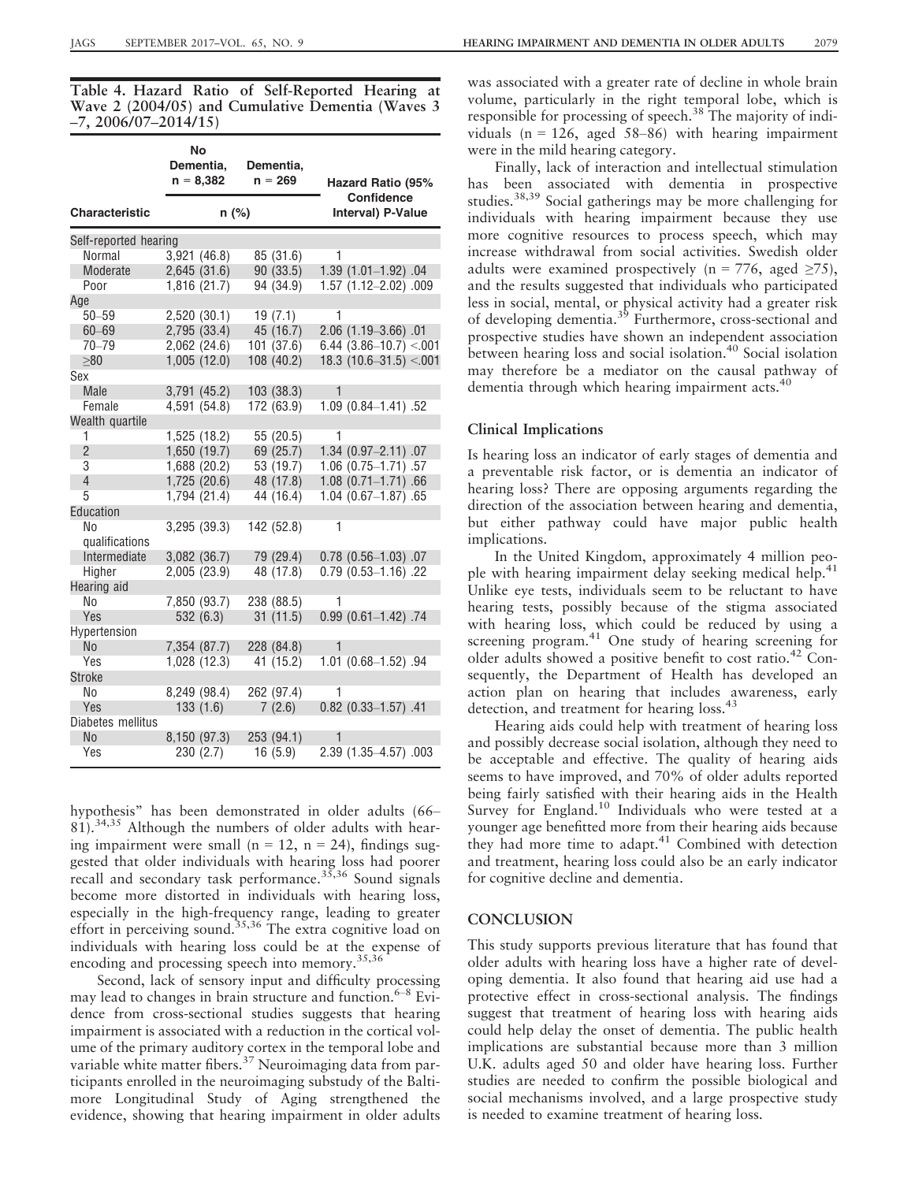**Table 4. Hazard Ratio of Self-Reported Hearing at Wave 2 (2004/05) and Cumulative Dementia (Waves 3–7, 2006/07–2014/15)**

| Characteristic | No Dementia, n = 8,382 n (%) | Dementia, n = 269 n (%) | Hazard Ratio (95% Confidence Interval) P-Value |
|---|---|---|---|
| Self-reported hearing | | | |
| Normal | 3,921 (46.8) | 85 (31.6) | 1 |
| Moderate | 2,645 (31.6) | 90 (33.5) | 1.39 (1.01–1.92) .04 |
| Poor | 1,816 (21.7) | 94 (34.9) | 1.57 (1.12–2.02) .009 |
| Age | | | |
| 50–59 | 2,520 (30.1) | 19 (7.1) | 1 |
| 60–69 | 2,795 (33.4) | 45 (16.7) | 2.06 (1.19–3.66) .01 |
| 70–79 | 2,062 (24.6) | 101 (37.6) | 6.44 (3.86–10.7) <.001 |
| ≥80 | 1,005 (12.0) | 108 (40.2) | 18.3 (10.6–31.5) <.001 |
| Sex | | | |
| Male | 3,791 (45.2) | 103 (38.3) | 1 |
| Female | 4,591 (54.8) | 172 (63.9) | 1.09 (0.84–1.41) .52 |
| Wealth quartile | | | |
| 1 | 1,525 (18.2) | 55 (20.5) | 1 |
| 2 | 1,650 (19.7) | 69 (25.7) | 1.34 (0.97–2.11) .07 |
| 3 | 1,688 (20.2) | 53 (19.7) | 1.06 (0.75–1.71) .57 |
| 4 | 1,725 (20.6) | 48 (17.8) | 1.08 (0.71–1.71) .66 |
| 5 | 1,794 (21.4) | 44 (16.4) | 1.04 (0.67–1.87) .65 |
| Education | | | |
| No qualifications | 3,295 (39.3) | 142 (52.8) | 1 |
| Intermediate | 3,082 (36.7) | 79 (29.4) | 0.78 (0.56–1.03) .07 |
| Higher | 2,005 (23.9) | 48 (17.8) | 0.79 (0.53–1.16) .22 |
| Hearing aid | | | |
| No | 7,850 (93.7) | 238 (88.5) | 1 |
| Yes | 532 (6.3) | 31 (11.5) | 0.99 (0.61–1.42) .74 |
| Hypertension | | | |
| No | 7,354 (87.7) | 228 (84.8) | 1 |
| Yes | 1,028 (12.3) | 41 (15.2) | 1.01 (0.68–1.52) .94 |
| Stroke | | | |
| No | 8,249 (98.4) | 262 (97.4) | 1 |
| Yes | 133 (1.6) | 7 (2.6) | 0.82 (0.33–1.57) .41 |
| Diabetes mellitus | | | |
| No | 8,150 (97.3) | 253 (94.1) | 1 |
| Yes | 230 (2.7) | 16 (5.9) | 2.39 (1.35–4.57) .003 |

hypothesis" has been demonstrated in older adults (66–81).[34,35] Although the numbers of older adults with hearing impairment were small (n = 12, n = 24), findings suggested that older individuals with hearing loss had poorer recall and secondary task performance.[35,36] Sound signals become more distorted in individuals with hearing loss, especially in the high-frequency range, leading to greater effort in perceiving sound.[35,36] The extra cognitive load on individuals with hearing loss could be at the expense of encoding and processing speech into memory.[35,36]

Second, lack of sensory input and difficulty processing may lead to changes in brain structure and function.[6–8] Evidence from cross-sectional studies suggests that hearing impairment is associated with a reduction in the cortical volume of the primary auditory cortex in the temporal lobe and variable white matter fibers.[37] Neuroimaging data from participants enrolled in the neuroimaging substudy of the Baltimore Longitudinal Study of Aging strengthened the evidence, showing that hearing impairment in older adults was associated with a greater rate of decline in whole brain volume, particularly in the right temporal lobe, which is responsible for processing of speech.[38] The majority of individuals (n = 126, aged 58–86) with hearing impairment were in the mild hearing category.

Finally, lack of interaction and intellectual stimulation has been associated with dementia in prospective studies.[38,39] Social gatherings may be more challenging for individuals with hearing impairment because they use more cognitive resources to process speech, which may increase withdrawal from social activities. Swedish older adults were examined prospectively (n = 776, aged ≥75), and the results suggested that individuals who participated less in social, mental, or physical activity had a greater risk of developing dementia.[39] Furthermore, cross-sectional and prospective studies have shown an independent association between hearing loss and social isolation.[40] Social isolation may therefore be a mediator on the causal pathway of dementia through which hearing impairment acts.[40]

### Clinical Implications

Is hearing loss an indicator of early stages of dementia and a preventable risk factor, or is dementia an indicator of hearing loss? There are opposing arguments regarding the direction of the association between hearing and dementia, but either pathway could have major public health implications.

In the United Kingdom, approximately 4 million people with hearing impairment delay seeking medical help.[41] Unlike eye tests, individuals seem to be reluctant to have hearing tests, possibly because of the stigma associated with hearing loss, which could be reduced by using a screening program.[41] One study of hearing screening for older adults showed a positive benefit to cost ratio.[42] Consequently, the Department of Health has developed an action plan on hearing that includes awareness, early detection, and treatment for hearing loss.[43]

Hearing aids could help with treatment of hearing loss and possibly decrease social isolation, although they need to be acceptable and effective. The quality of hearing aids seems to have improved, and 70% of older adults reported being fairly satisfied with their hearing aids in the Health Survey for England.[10] Individuals who were tested at a younger age benefitted more from their hearing aids because they had more time to adapt.[41] Combined with detection and treatment, hearing loss could also be an early indicator for cognitive decline and dementia.

## CONCLUSION

This study supports previous literature that has found that older adults with hearing loss have a higher rate of developing dementia. It also found that hearing aid use had a protective effect in cross-sectional analysis. The findings suggest that treatment of hearing loss with hearing aids could help delay the onset of dementia. The public health implications are substantial because more than 3 million U.K. adults aged 50 and older have hearing loss. Further studies are needed to confirm the possible biological and social mechanisms involved, and a large prospective study is needed to examine treatment of hearing loss.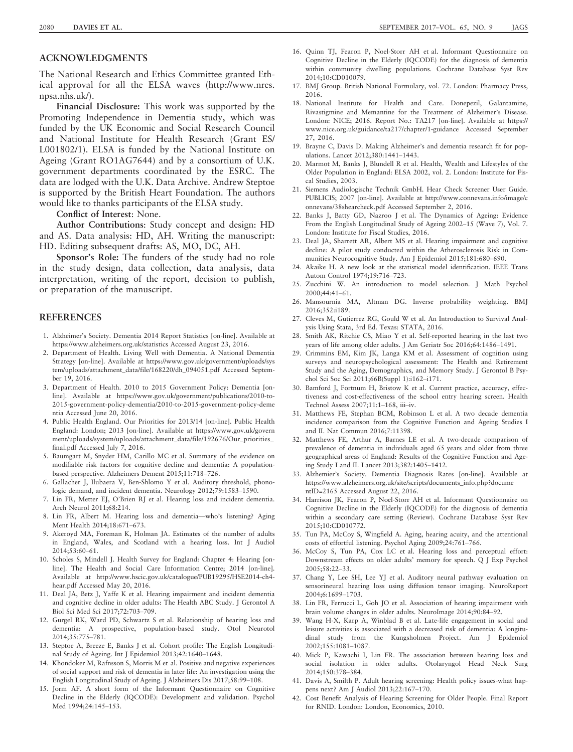## ACKNOWLEDGMENTS

The National Research and Ethics Committee granted Ethical approval for all the ELSA waves (http://www.nres.npsa.nhs.uk/).

**Financial Disclosure:** This work was supported by the Promoting Independence in Dementia study, which was funded by the UK Economic and Social Research Council and National Institute for Health Research (Grant ES/L001802/1). ELSA is funded by the National Institute on Ageing (Grant RO1AG7644) and by a consortium of U.K. government departments coordinated by the ESRC. The data are lodged with the U.K. Data Archive. Andrew Steptoe is supported by the British Heart Foundation. The authors would like to thanks participants of the ELSA study.

**Conflict of Interest:** None.

**Author Contributions:** Study concept and design: HD and AS. Data analysis: HD, AH. Writing the manuscript: HD. Editing subsequent drafts: AS, MO, DC, AH.

**Sponsor's Role:** The funders of the study had no role in the study design, data collection, data analysis, data interpretation, writing of the report, decision to publish, or preparation of the manuscript.

## REFERENCES

1. Alzheimer's Society. Dementia 2014 Report Statistics [on-line]. Available at https://www.alzheimers.org.uk/statistics Accessed August 23, 2016.
2. Department of Health. Living Well with Dementia. A National Dementia Strategy [on-line]. Available at https://www.gov.uk/government/uploads/system/uploads/attachment_data/file/168220/dh_094051.pdf Accessed September 19, 2016.
3. Department of Health. 2010 to 2015 Government Policy: Dementia [on-line]. Available at https://www.gov.uk/government/publications/2010-to-2015-government-policy-dementia/2010-to-2015-government-policy-dementia Accessed June 20, 2016.
4. Public Health England. Our Priorities for 2013/14 [on-line]. Public Health England: London; 2013 [on-line]. Available at https://www.gov.uk/government/uploads/system/uploads/attachment_data/file/192676/Our_priorities_final.pdf Accessed July 7, 2016.
5. Baumgart M, Snyder HM, Carillo MC et al. Summary of the evidence on modifiable risk factors for cognitive decline and dementia: A population-based perspective. Alzheimers Dement 2015;11:718–726.
6. Gallacher J, Ilubaera V, Ben-Shlomo Y et al. Auditory threshold, phonologic demand, and incident dementia. Neurology 2012;79:1583–1590.
7. Lin FR, Metter EJ, O'Brien RJ et al. Hearing loss and incident dementia. Arch Neurol 2011;68:214.
8. Lin FR, Albert M. Hearing loss and dementia—who's listening? Aging Ment Health 2014;18:671–673.
9. Akeroyd MA, Foreman K, Holman JA. Estimates of the number of adults in England, Wales, and Scotland with a hearing loss. Int J Audiol 2014;53:60–61.
10. Scholes S, Mindell J. Health Survey for England: Chapter 4: Hearing [on-line]. The Health and Social Care Information Centre; 2014 [on-line]. Available at http://www.hscic.gov.uk/catalogue/PUB19295/HSE2014-ch4-hear.pdf Accessed May 20, 2016.
11. Deal JA, Betz J, Yaffe K et al. Hearing impairment and incident dementia and cognitive decline in older adults: The Health ABC Study. J Gerontol A Biol Sci Med Sci 2017;72:703–709.
12. Gurgel RK, Ward PD, Schwartz S et al. Relationship of hearing loss and dementia: A prospective, population-based study. Otol Neurotol 2014;35:775–781.
13. Steptoe A, Breeze E, Banks J et al. Cohort profile: The English Longitudinal Study of Ageing. Int J Epidemiol 2013;42:1640–1648.
14. Khondoker M, Rafnsson S, Morris M et al. Positive and negative experiences of social support and risk of dementia in later life: An investigation using the English Longitudinal Study of Ageing. J Alzheimers Dis 2017;58:99–108.
15. Jorm AF. A short form of the Informant Questionnaire on Cognitive Decline in the Elderly (IQCODE): Development and validation. Psychol Med 1994;24:145–153.
16. Quinn TJ, Fearon P, Noel-Storr AH et al. Informant Questionnaire on Cognitive Decline in the Elderly (IQCODE) for the diagnosis of dementia within community dwelling populations. Cochrane Database Syst Rev 2014;10:CD010079.
17. BMJ Group. British National Formulary, vol. 72. London: Pharmacy Press, 2016.
18. National Institute for Health and Care. Donepezil, Galantamine, Rivastigmine and Memantine for the Treatment of Alzheimer's Disease. London: NICE; 2016. Report No.: TA217 [on-line]. Available at https://www.nice.org.uk/guidance/ta217/chapter/1-guidance Accessed September 27, 2016.
19. Brayne C, Davis D. Making Alzheimer's and dementia research fit for populations. Lancet 2012;380:1441–1443.
20. Marmot M, Banks J, Blundell R et al. Health, Wealth and Lifestyles of the Older Population in England: ELSA 2002, vol. 2. London: Institute for Fiscal Studies, 2003.
21. Siemens Audiologische Technik GmbH. Hear Check Screener User Guide. PUBLICIS; 2007 [on-line]. Available at http://www.connevans.info/image/connevans/38shearcheck.pdf Accessed September 2, 2016.
22. Banks J, Batty GD, Nazroo J et al. The Dynamics of Ageing: Evidence From the English Longitudinal Study of Ageing 2002–15 (Wave 7), Vol. 7. London: Institute for Fiscal Studies, 2016.
23. Deal JA, Sharrett AR, Albert MS et al. Hearing impairment and cognitive decline: A pilot study conducted within the Atherosclerosis Risk in Communities Neurocognitive Study. Am J Epidemiol 2015;181:680–690.
24. Akaike H. A new look at the statistical model identification. IEEE Trans Autom Control 1974;19:716–723.
25. Zucchini W. An introduction to model selection. J Math Psychol 2000;44:41–61.
26. Mansournia MA, Altman DG. Inverse probability weighting. BMJ 2016;352:i189.
27. Cleves M, Gutierrez RG, Gould W et al. An Introduction to Survival Analysis Using Stata, 3rd Ed. Texas: STATA, 2016.
28. Smith AK, Ritchie CS, Miao Y et al. Self-reported hearing in the last two years of life among older adults. J Am Geriatr Soc 2016;64:1486–1491.
29. Crimmins EM, Kim JK, Langa KM et al. Assessment of cognition using surveys and neuropsychological assessment: The Health and Retirement Study and the Aging, Demographics, and Memory Study. J Gerontol B Psychol Sci Soc Sci 2011;66B(Suppl 1):i162–i171.
30. Bamford J, Fortnum H, Bristow K et al. Current practice, accuracy, effectiveness and cost-effectiveness of the school entry hearing screen. Health Technol Assess 2007;11:1–168, iii–iv.
31. Matthews FE, Stephan BCM, Robinson L et al. A two decade dementia incidence comparison from the Cognitive Function and Ageing Studies I and II. Nat Commun 2016;7:11398.
32. Matthews FE, Arthur A, Barnes LE et al. A two-decade comparison of prevalence of dementia in individuals aged 65 years and older from three geographical areas of England: Results of the Cognitive Function and Ageing Study I and II. Lancet 2013;382:1405–1412.
33. Alzhemier's Society. Dementia Diagnosis Rates [on-line]. Available at https://www.alzheimers.org.uk/site/scripts/documents_info.php?documentID=2165 Accessed August 22, 2016.
34. Harrison JK, Fearon P, Noel-Storr AH et al. Informant Questionnaire on Cognitive Decline in the Elderly (IQCODE) for the diagnosis of dementia within a secondary care setting (Review). Cochrane Database Syst Rev 2015;10:CD010772.
35. Tun PA, McCoy S, Wingfield A. Aging, hearing acuity, and the attentional costs of effortful listening. Psychol Aging 2009;24:761–766.
36. McCoy S, Tun PA, Cox LC et al. Hearing loss and perceptual effort: Downstream effects on older adults' memory for speech. Q J Exp Psychol 2005;58:22–33.
37. Chang Y, Lee SH, Lee YJ et al. Auditory neural pathway evaluation on sensorineural hearing loss using diffusion tensor imaging. NeuroReport 2004;6:1699–1703.
38. Lin FR, Ferrucci L, Goh JO et al. Association of hearing impairment with brain volume changes in older adults. NeuroImage 2014;90:84–92.
39. Wang H-X, Karp A, Winblad B et al. Late-life engagement in social and leisure activities is associated with a decreased risk of dementia: A longitudinal study from the Kungsholmen Project. Am J Epidemiol 2002;155:1081–1087.
40. Mick P, Kawachi I, Lin FR. The association between hearing loss and social isolation in older adults. Otolaryngol Head Neck Surg 2014;150:378–384.
41. Davis A, Smilth P. Adult hearing screening: Health policy issues-what happens next? Am J Audiol 2013;22:167–170.
42. Cost Benefit Analysis of Hearing Screening for Older People. Final Report for RNID. London: London, Economics, 2010.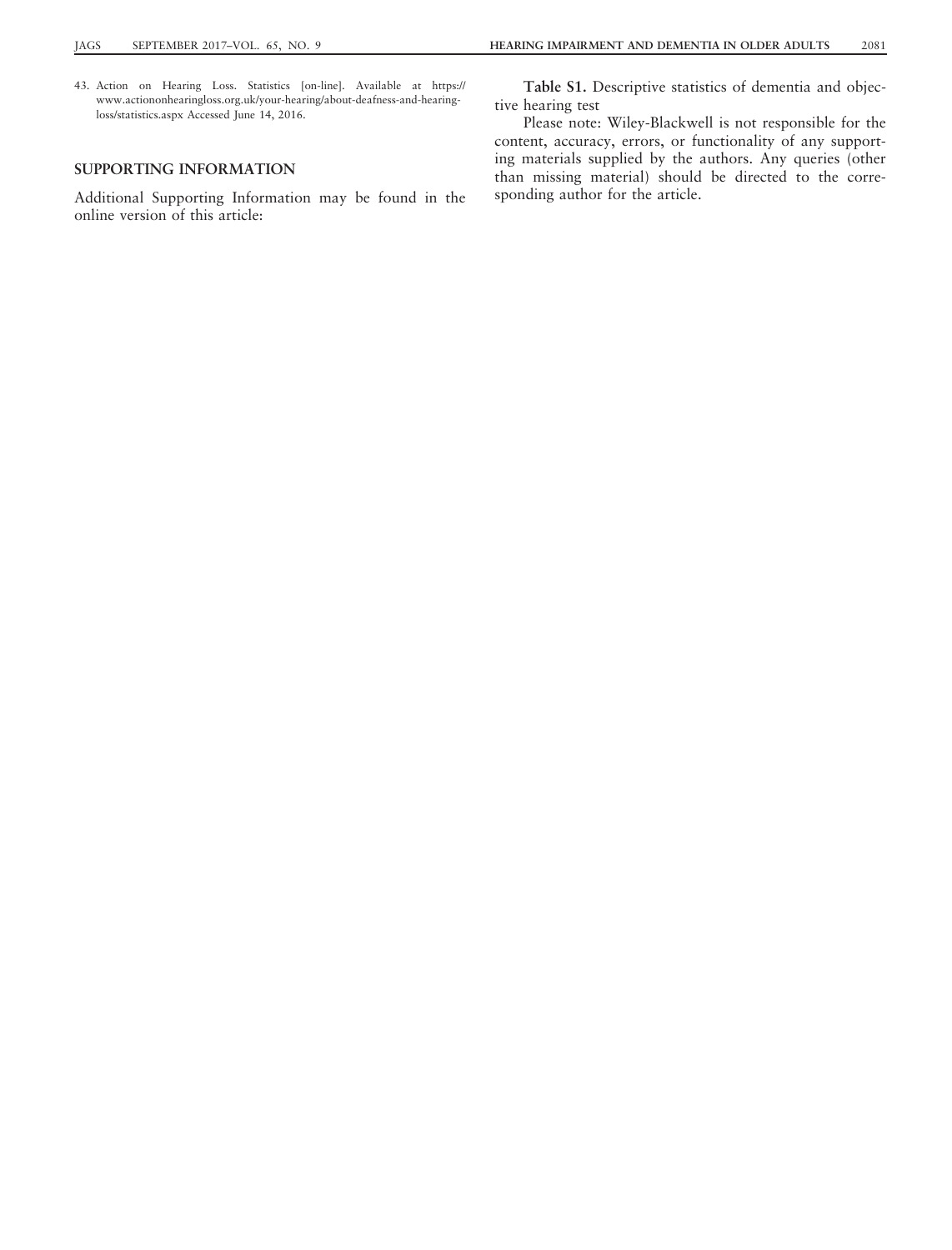43. Action on Hearing Loss. Statistics [on-line]. Available at https://www.actiononhearingloss.org.uk/your-hearing/about-deafness-and-hearing-loss/statistics.aspx Accessed June 14, 2016.

## SUPPORTING INFORMATION

Additional Supporting Information may be found in the online version of this article:

**Table S1.** Descriptive statistics of dementia and objective hearing test

Please note: Wiley-Blackwell is not responsible for the content, accuracy, errors, or functionality of any supporting materials supplied by the authors. Any queries (other than missing material) should be directed to the corresponding author for the article.